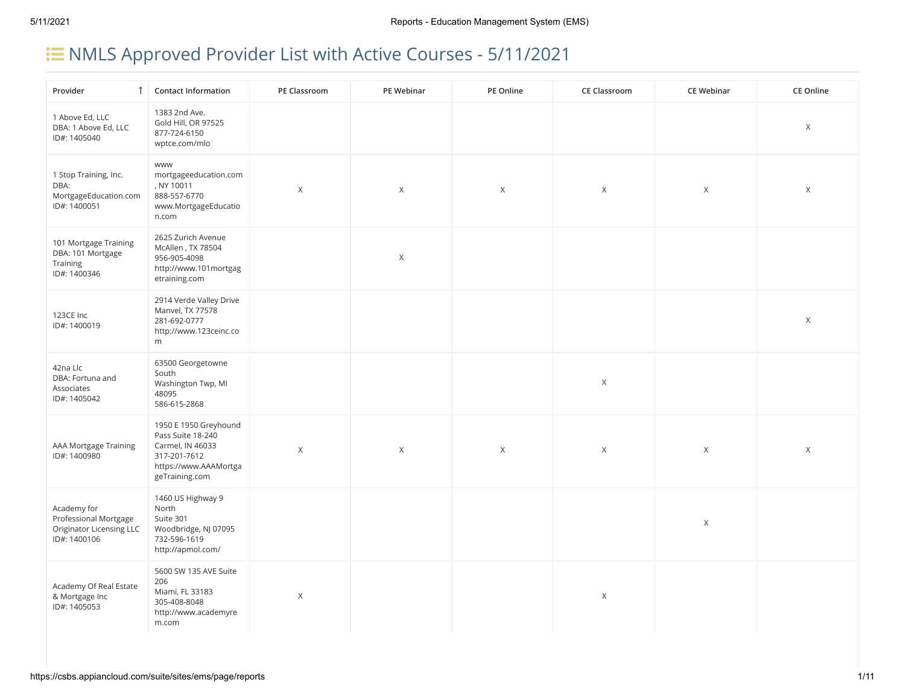# NMLS Approved Provider List with Active Courses - 5/11/2021

| Provider | Contact Information | PE Classroom | PE Webinar | PE Online | CE Classroom | CE Webinar | CE Online |
|---|---|---|---|---|---|---|---|
| 1 Above Ed, LLC<br>DBA: 1 Above Ed, LLC<br>ID#: 1405040 | 1383 2nd Ave.<br>Gold Hill, OR 97525<br>877-724-6150<br>wptce.com/mlo | | | | | | X |
| 1 Stop Training, Inc.<br>DBA: MortgageEducation.com<br>ID#: 1400051 | www mortgageeducation.com<br>, NY 10011<br>888-557-6770<br>www.MortgageEducation.com | X | X | X | X | X | X |
| 101 Mortgage Training<br>DBA: 101 Mortgage Training<br>ID#: 1400346 | 2625 Zurich Avenue<br>McAllen , TX 78504<br>956-905-4098<br>http://www.101mortgagetraining.com | | X | | | | |
| 123CE Inc<br>ID#: 1400019 | 2914 Verde Valley Drive<br>Manvel, TX 77578<br>281-692-0777<br>http://www.123ceinc.com | | | | | | X |
| 42na Llc<br>DBA: Fortuna and Associates<br>ID#: 1405042 | 63500 Georgetowne South<br>Washington Twp, MI 48095<br>586-615-2868 | | | | X | | |
| AAA Mortgage Training<br>ID#: 1400980 | 1950 E 1950 Greyhound Pass Suite 18-240<br>Carmel, IN 46033<br>317-201-7612<br>https://www.AAAMortgageTraining.com | X | X | X | X | X | X |
| Academy for Professional Mortgage Originator Licensing LLC<br>ID#: 1400106 | 1460 US Highway 9 North<br>Suite 301<br>Woodbridge, NJ 07095<br>732-596-1619<br>http://apmol.com/ | | | | | X | |
| Academy Of Real Estate & Mortgage Inc<br>ID#: 1405053 | 5600 SW 135 AVE Suite 206<br>Miami, FL 33183<br>305-408-8048<br>http://www.academyrem.com | X | | | X | | |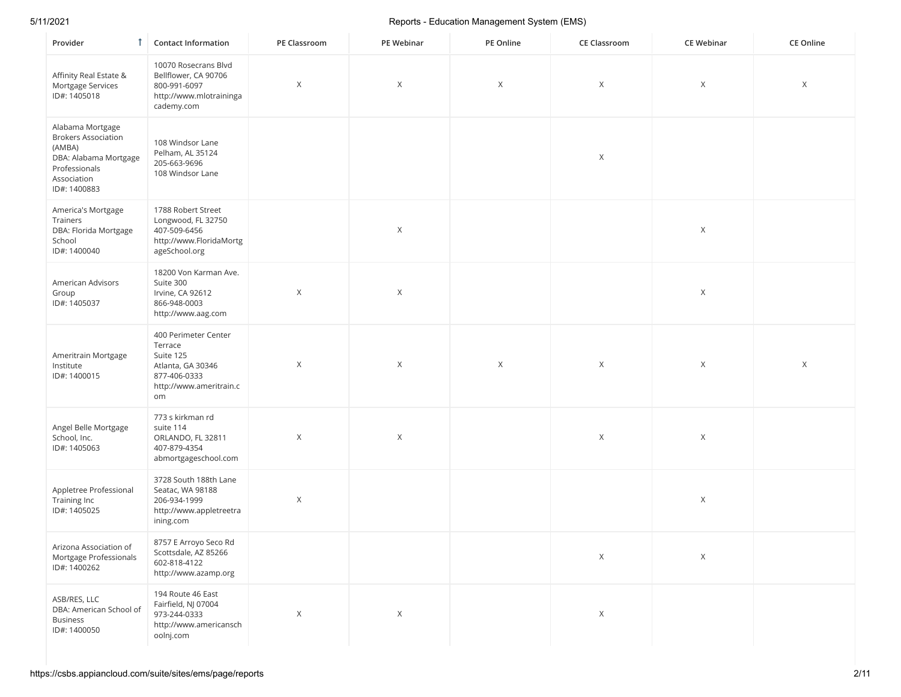| Provider | Contact Information | PE Classroom | PE Webinar | PE Online | CE Classroom | CE Webinar | CE Online |
|---|---|---|---|---|---|---|---|
| Affinity Real Estate & Mortgage Services<br>ID#: 1405018 | 10070 Rosecrans Blvd<br>Bellflower, CA 90706<br>800-991-6097<br>http://www.mlotrainingacademy.com | X | X | X | X | X | X |
| Alabama Mortgage Brokers Association (AMBA)<br>DBA: Alabama Mortgage Professionals Association<br>ID#: 1400883 | 108 Windsor Lane<br>Pelham, AL 35124<br>205-663-9696<br>108 Windsor Lane | | | | X | | |
| America's Mortgage Trainers<br>DBA: Florida Mortgage School<br>ID#: 1400040 | 1788 Robert Street<br>Longwood, FL 32750<br>407-509-6456<br>http://www.FloridaMortgageSchool.org | | X | | | X | |
| American Advisors Group<br>ID#: 1405037 | 18200 Von Karman Ave.<br>Suite 300<br>Irvine, CA 92612<br>866-948-0003<br>http://www.aag.com | X | X | | | X | |
| Ameritrain Mortgage Institute<br>ID#: 1400015 | 400 Perimeter Center Terrace<br>Suite 125<br>Atlanta, GA 30346<br>877-406-0333<br>http://www.ameritrain.com | X | X | X | X | X | X |
| Angel Belle Mortgage School, Inc.<br>ID#: 1405063 | 773 s kirkman rd<br>suite 114<br>ORLANDO, FL 32811<br>407-879-4354<br>abmortgageschool.com | X | X | | X | X | |
| Appletree Professional Training Inc<br>ID#: 1405025 | 3728 South 188th Lane<br>Seatac, WA 98188<br>206-934-1999<br>http://www.appletreetraining.com | X | | | | X | |
| Arizona Association of Mortgage Professionals<br>ID#: 1400262 | 8757 E Arroyo Seco Rd<br>Scottsdale, AZ 85266<br>602-818-4122<br>http://www.azamp.org | | | | X | X | |
| ASB/RES, LLC<br>DBA: American School of Business<br>ID#: 1400050 | 194 Route 46 East<br>Fairfield, NJ 07004<br>973-244-0333<br>http://www.americanschoolnj.com | X | X | | X | | |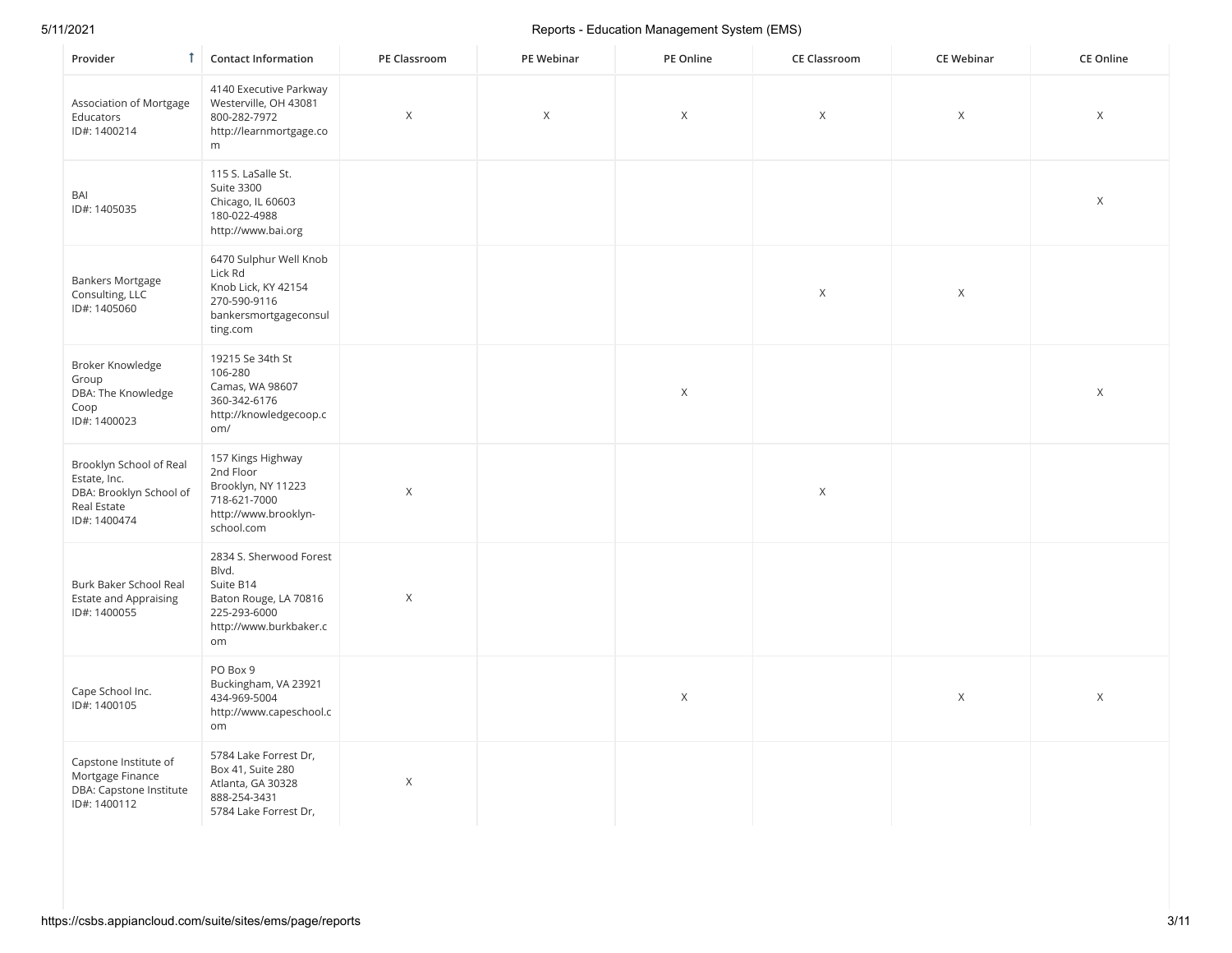| Provider ↑ | Contact Information | PE Classroom | PE Webinar | PE Online | CE Classroom | CE Webinar | CE Online |
|---|---|---|---|---|---|---|---|
| Association of Mortgage Educators<br>ID#: 1400214 | 4140 Executive Parkway<br>Westerville, OH 43081<br>800-282-7972<br>http://learnmortgage.com | X | X | X | X | X | X |
| BAI<br>ID#: 1405035 | 115 S. LaSalle St.<br>Suite 3300<br>Chicago, IL 60603<br>180-022-4988<br>http://www.bai.org | | | | | | X |
| Bankers Mortgage Consulting, LLC<br>ID#: 1405060 | 6470 Sulphur Well Knob Lick Rd<br>Knob Lick, KY 42154<br>270-590-9116<br>bankersmortgageconsulting.com | | | | X | X | |
| Broker Knowledge Group<br>DBA: The Knowledge Coop<br>ID#: 1400023 | 19215 Se 34th St<br>106-280<br>Camas, WA 98607<br>360-342-6176<br>http://knowledgecoop.com/ | | | X | | | X |
| Brooklyn School of Real Estate, Inc.<br>DBA: Brooklyn School of Real Estate<br>ID#: 1400474 | 157 Kings Highway<br>2nd Floor<br>Brooklyn, NY 11223<br>718-621-7000<br>http://www.brooklyn-school.com | X | | | X | | |
| Burk Baker School Real Estate and Appraising<br>ID#: 1400055 | 2834 S. Sherwood Forest Blvd.<br>Suite B14<br>Baton Rouge, LA 70816<br>225-293-6000<br>http://www.burkbaker.com | X | | | | | |
| Cape School Inc.<br>ID#: 1400105 | PO Box 9<br>Buckingham, VA 23921<br>434-969-5004<br>http://www.capeschool.com | | | X | | X | X |
| Capstone Institute of Mortgage Finance<br>DBA: Capstone Institute<br>ID#: 1400112 | 5784 Lake Forrest Dr,<br>Box 41, Suite 280<br>Atlanta, GA 30328<br>888-254-3431<br>5784 Lake Forrest Dr, | X | | | | | |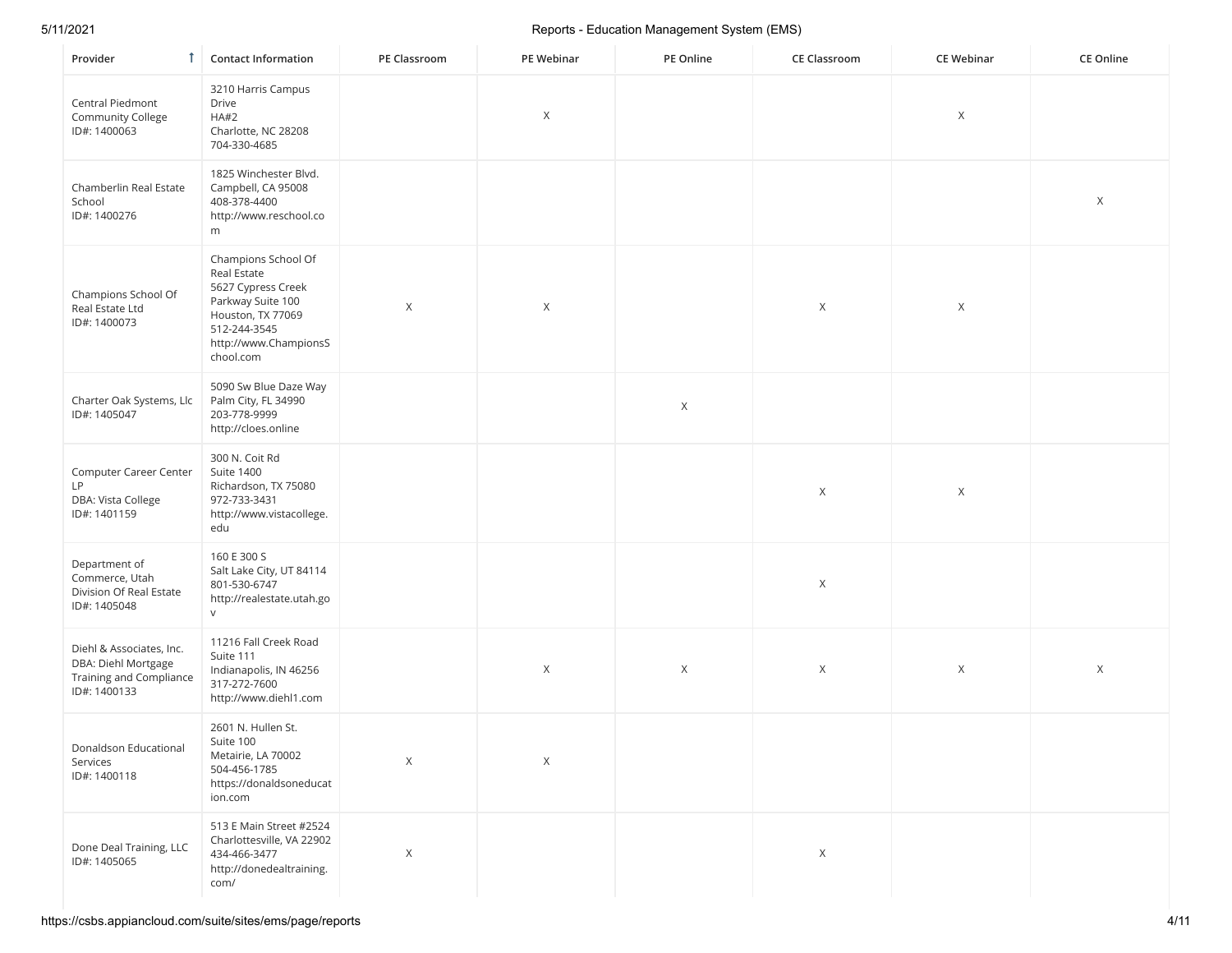| Provider | Contact Information | PE Classroom | PE Webinar | PE Online | CE Classroom | CE Webinar | CE Online |
|---|---|---|---|---|---|---|---|
| Central Piedmont Community College ID#: 1400063 | 3210 Harris Campus Drive HA#2 Charlotte, NC 28208 704-330-4685 | | X | | | X | |
| Chamberlin Real Estate School ID#: 1400276 | 1825 Winchester Blvd. Campbell, CA 95008 408-378-4400 http://www.reschool.com | | | | | | X |
| Champions School Of Real Estate Ltd ID#: 1400073 | Champions School Of Real Estate 5627 Cypress Creek Parkway Suite 100 Houston, TX 77069 512-244-3545 http://www.ChampionsSchool.com | X | X | | X | X | |
| Charter Oak Systems, Llc ID#: 1405047 | 5090 Sw Blue Daze Way Palm City, FL 34990 203-778-9999 http://cloes.online | | | X | | | |
| Computer Career Center LP DBA: Vista College ID#: 1401159 | 300 N. Coit Rd Suite 1400 Richardson, TX 75080 972-733-3431 http://www.vistacollege.edu | | | | X | X | |
| Department of Commerce, Utah Division Of Real Estate ID#: 1405048 | 160 E 300 S Salt Lake City, UT 84114 801-530-6747 http://realestate.utah.gov | | | | X | | |
| Diehl & Associates, Inc. DBA: Diehl Mortgage Training and Compliance ID#: 1400133 | 11216 Fall Creek Road Suite 111 Indianapolis, IN 46256 317-272-7600 http://www.diehl1.com | | X | X | X | X | X |
| Donaldson Educational Services ID#: 1400118 | 2601 N. Hullen St. Suite 100 Metairie, LA 70002 504-456-1785 https://donaldsoneducation.com | X | X | | | | |
| Done Deal Training, LLC ID#: 1405065 | 513 E Main Street #2524 Charlottesville, VA 22902 434-466-3477 http://donedealtraining.com/ | X | | | X | | |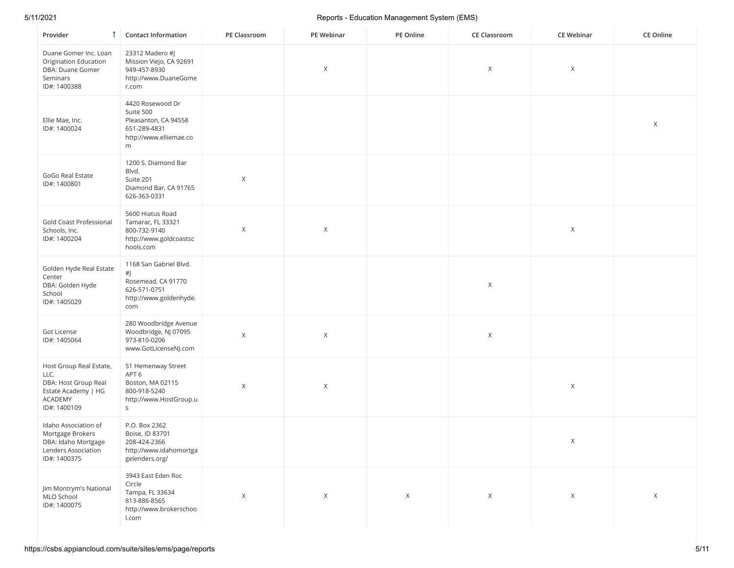| Provider | Contact Information | PE Classroom | PE Webinar | PE Online | CE Classroom | CE Webinar | CE Online |
| --- | --- | --- | --- | --- | --- | --- | --- |
| Duane Gomer Inc. Loan Origination Education DBA: Duane Gomer Seminars ID#: 1400388 | 23312 Madero #J Mission Viejo, CA 92691 949-457-8930 http://www.DuaneGomer.com | | X | | X | X | |
| Ellie Mae, Inc. ID#: 1400024 | 4420 Rosewood Dr Suite 500 Pleasanton, CA 94558 651-289-4831 http://www.elliemae.com | | | | | | X |
| GoGo Real Estate ID#: 1400801 | 1200 S. Diamond Bar Blvd. Suite 201 Diamond Bar, CA 91765 626-363-0331 | X | | | | | |
| Gold Coast Professional Schools, Inc. ID#: 1400204 | 5600 Hiatus Road Tamarac, FL 33321 800-732-9140 http://www.goldcoastschools.com | X | X | | | X | |
| Golden Hyde Real Estate Center DBA: Golden Hyde School ID#: 1405029 | 1168 San Gabriel Blvd. #J Rosemead, CA 91770 626-571-0751 http://www.goldenhyde.com | | | | X | | |
| Got License ID#: 1405064 | 280 Woodbridge Avenue Woodbridge, NJ 07095 973-810-0206 www.GotLicenseNJ.com | X | X | | X | | |
| Host Group Real Estate, LLC. DBA: Host Group Real Estate Academy \| HG ACADEMY ID#: 1400109 | 51 Hemenway Street APT 6 Boston, MA 02115 800-918-5240 http://www.HostGroup.us | X | X | | | X | |
| Idaho Association of Mortgage Brokers DBA: Idaho Mortgage Lenders Association ID#: 1400375 | P.O. Box 2362 Boise, ID 83701 208-424-2366 http://www.idahomortgagelenders.org/ | | | | | X | |
| Jim Montrym's National MLO School ID#: 1400075 | 3943 East Eden Roc Circle Tampa, FL 33634 813-886-8565 http://www.brokerschool.com | X | X | X | X | X | X |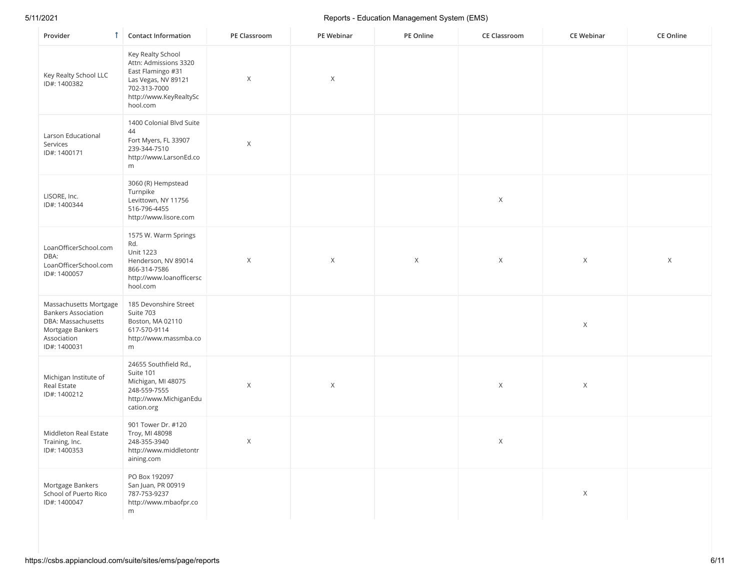| Provider | Contact Information | PE Classroom | PE Webinar | PE Online | CE Classroom | CE Webinar | CE Online |
|---|---|---|---|---|---|---|---|
| Key Realty School LLC<br>ID#: 1400382 | Key Realty School<br>Attn: Admissions 3320 East Flamingo #31<br>Las Vegas, NV 89121<br>702-313-7000<br>http://www.KeyRealtySchool.com | X | X | | | | |
| Larson Educational Services<br>ID#: 1400171 | 1400 Colonial Blvd Suite 44<br>Fort Myers, FL 33907<br>239-344-7510<br>http://www.LarsonEd.com | X | | | | | |
| LISORE, Inc.<br>ID#: 1400344 | 3060 (R) Hempstead Turnpike<br>Levittown, NY 11756<br>516-796-4455<br>http://www.lisore.com | | | | X | | |
| LoanOfficerSchool.com DBA: LoanOfficerSchool.com<br>ID#: 1400057 | 1575 W. Warm Springs Rd.<br>Unit 1223<br>Henderson, NV 89014<br>866-314-7586<br>http://www.loanofficerschool.com | X | X | X | X | X | X |
| Massachusetts Mortgage Bankers Association DBA: Massachusetts Mortgage Bankers Association<br>ID#: 1400031 | 185 Devonshire Street Suite 703<br>Boston, MA 02110<br>617-570-9114<br>http://www.massmba.com | | | | | X | |
| Michigan Institute of Real Estate<br>ID#: 1400212 | 24655 Southfield Rd., Suite 101<br>Michigan, MI 48075<br>248-559-7555<br>http://www.MichiganEducation.org | X | X | | X | X | |
| Middleton Real Estate Training, Inc.<br>ID#: 1400353 | 901 Tower Dr. #120<br>Troy, MI 48098<br>248-355-3940<br>http://www.middletontraining.com | X | | | X | | |
| Mortgage Bankers School of Puerto Rico<br>ID#: 1400047 | PO Box 192097<br>San Juan, PR 00919<br>787-753-9237<br>http://www.mbaofpr.com | | | | | X | |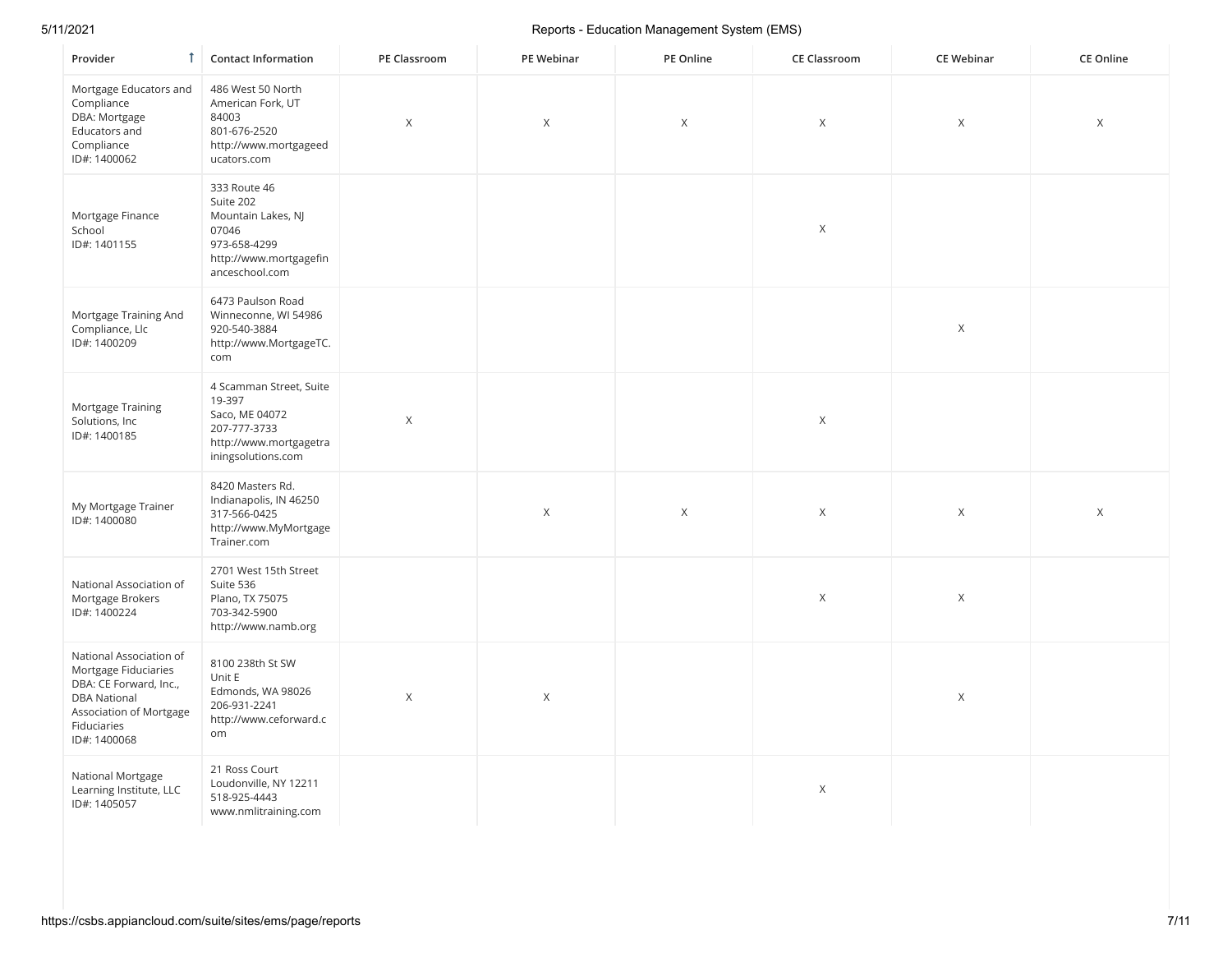| Provider | Contact Information | PE Classroom | PE Webinar | PE Online | CE Classroom | CE Webinar | CE Online |
|---|---|---|---|---|---|---|---|
| Mortgage Educators and Compliance DBA: Mortgage Educators and Compliance ID#: 1400062 | 486 West 50 North American Fork, UT 84003 801-676-2520 http://www.mortgageeducators.com | X | X | X | X | X | X |
| Mortgage Finance School ID#: 1401155 | 333 Route 46 Suite 202 Mountain Lakes, NJ 07046 973-658-4299 http://www.mortgagefinanceschool.com | | | | X | | |
| Mortgage Training And Compliance, Llc ID#: 1400209 | 6473 Paulson Road Winneconne, WI 54986 920-540-3884 http://www.MortgageTC.com | | | | | X | |
| Mortgage Training Solutions, Inc ID#: 1400185 | 4 Scamman Street, Suite 19-397 Saco, ME 04072 207-777-3733 http://www.mortgagetrainingsolutions.com | X | | | X | | |
| My Mortgage Trainer ID#: 1400080 | 8420 Masters Rd. Indianapolis, IN 46250 317-566-0425 http://www.MyMortgageTrainer.com | | X | X | X | X | X |
| National Association of Mortgage Brokers ID#: 1400224 | 2701 West 15th Street Suite 536 Plano, TX 75075 703-342-5900 http://www.namb.org | | | | X | X | |
| National Association of Mortgage Fiduciaries DBA: CE Forward, Inc., DBA National Association of Mortgage Fiduciaries ID#: 1400068 | 8100 238th St SW Unit E Edmonds, WA 98026 206-931-2241 http://www.ceforward.com | X | X | | | X | |
| National Mortgage Learning Institute, LLC ID#: 1405057 | 21 Ross Court Loudonville, NY 12211 518-925-4443 www.nmlitraining.com | | | | X | | |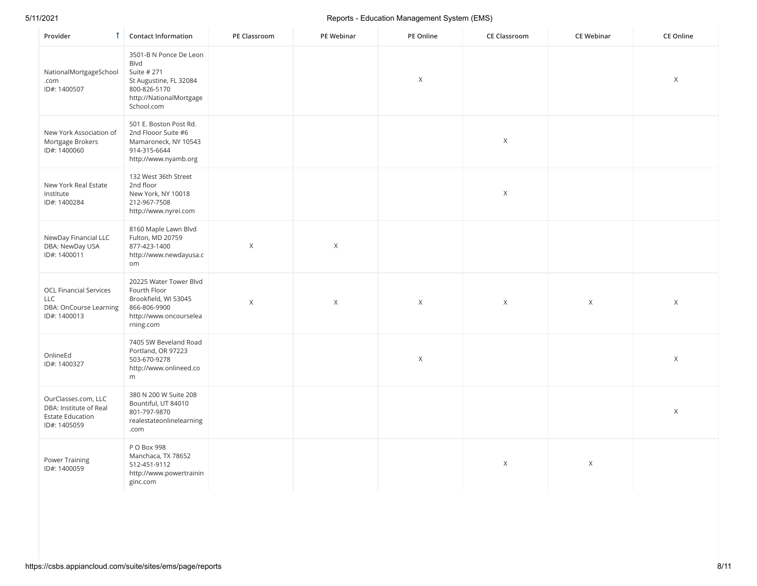| Provider | Contact Information | PE Classroom | PE Webinar | PE Online | CE Classroom | CE Webinar | CE Online |
|---|---|---|---|---|---|---|---|
| NationalMortgageSchool.com<br>ID#: 1400507 | 3501-B N Ponce De Leon Blvd<br>Suite # 271<br>St Augustine, FL 32084<br>800-826-5170<br>http://NationalMortgageSchool.com | | | X | | | X |
| New York Association of Mortgage Brokers<br>ID#: 1400060 | 501 E. Boston Post Rd.<br>2nd Flooor Suite #6<br>Mamaroneck, NY 10543<br>914-315-6644<br>http://www.nyamb.org | | | | X | | |
| New York Real Estate Institute<br>ID#: 1400284 | 132 West 36th Street<br>2nd floor<br>New York, NY 10018<br>212-967-7508<br>http://www.nyrei.com | | | | X | | |
| NewDay Financial LLC<br>DBA: NewDay USA<br>ID#: 1400011 | 8160 Maple Lawn Blvd<br>Fulton, MD 20759<br>877-423-1400<br>http://www.newdayusa.com | X | X | | | | |
| OCL Financial Services LLC<br>DBA: OnCourse Learning<br>ID#: 1400013 | 20225 Water Tower Blvd<br>Fourth Floor<br>Brookfield, WI 53045<br>866-806-9900<br>http://www.oncourselearning.com | X | X | X | X | X | X |
| OnlineEd<br>ID#: 1400327 | 7405 SW Beveland Road<br>Portland, OR 97223<br>503-670-9278<br>http://www.onlineed.com | | | X | | | X |
| OurClasses.com, LLC<br>DBA: Institute of Real Estate Education<br>ID#: 1405059 | 380 N 200 W Suite 208<br>Bountiful, UT 84010<br>801-797-9870<br>realestateonlinelearning.com | | | | | | X |
| Power Training<br>ID#: 1400059 | P O Box 998<br>Manchaca, TX 78652<br>512-451-9112<br>http://www.powertraininginc.com | | | | X | X | |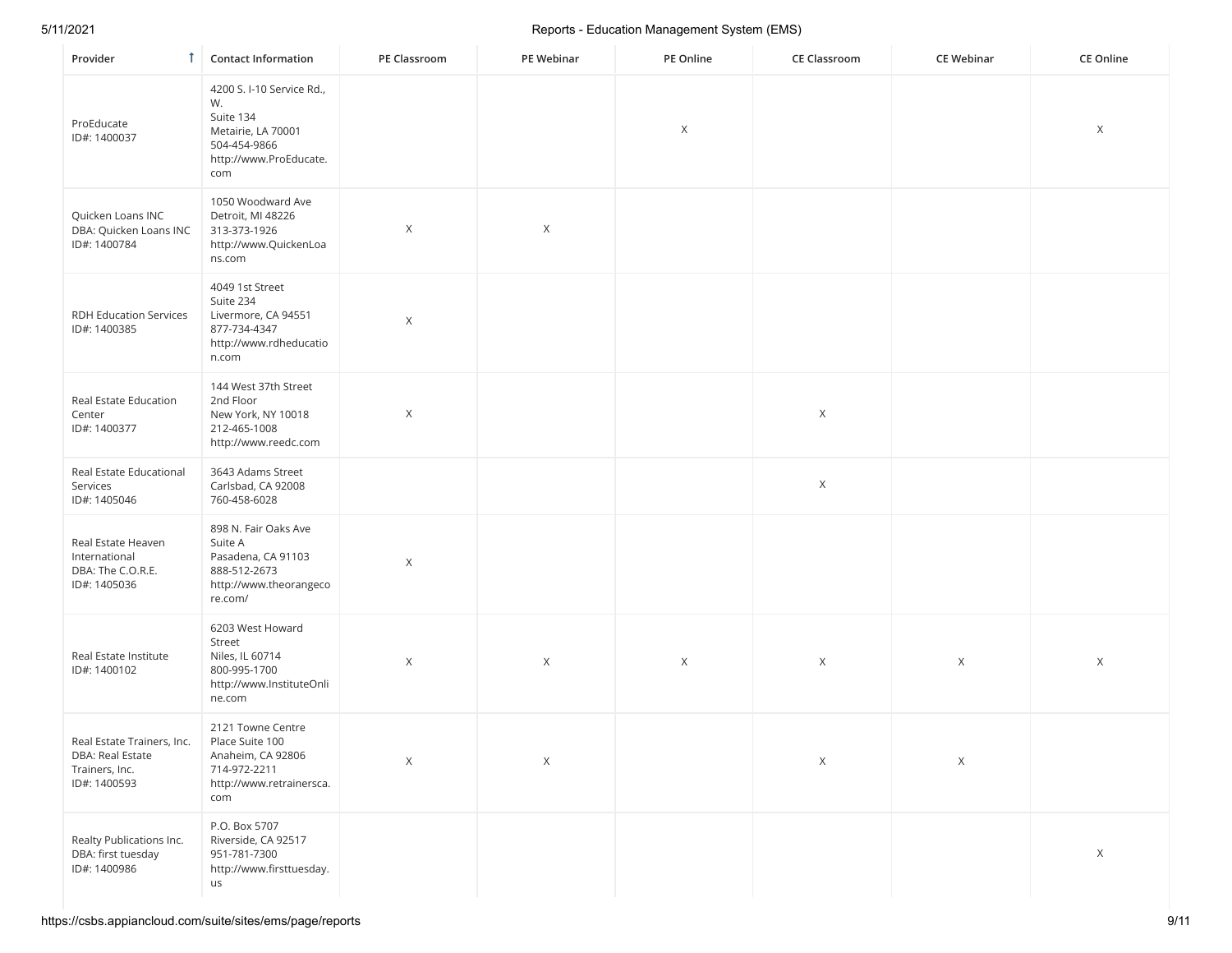| Provider | Contact Information | PE Classroom | PE Webinar | PE Online | CE Classroom | CE Webinar | CE Online |
|---|---|---|---|---|---|---|---|
| ProEducate<br>ID#: 1400037 | 4200 S. I-10 Service Rd., W.<br>Suite 134<br>Metairie, LA 70001<br>504-454-9866<br>http://www.ProEducate.com | | | X | | | X |
| Quicken Loans INC<br>DBA: Quicken Loans INC<br>ID#: 1400784 | 1050 Woodward Ave<br>Detroit, MI 48226<br>313-373-1926<br>http://www.QuickenLoans.com | X | X | | | | |
| RDH Education Services<br>ID#: 1400385 | 4049 1st Street<br>Suite 234<br>Livermore, CA 94551<br>877-734-4347<br>http://www.rdheducation.com | X | | | | | |
| Real Estate Education Center<br>ID#: 1400377 | 144 West 37th Street<br>2nd Floor<br>New York, NY 10018<br>212-465-1008<br>http://www.reedc.com | X | | | X | | |
| Real Estate Educational Services<br>ID#: 1405046 | 3643 Adams Street<br>Carlsbad, CA 92008<br>760-458-6028 | | | | X | | |
| Real Estate Heaven International<br>DBA: The C.O.R.E.<br>ID#: 1405036 | 898 N. Fair Oaks Ave<br>Suite A<br>Pasadena, CA 91103<br>888-512-2673<br>http://www.theorangecore.com/ | X | | | | | |
| Real Estate Institute<br>ID#: 1400102 | 6203 West Howard Street<br>Niles, IL 60714<br>800-995-1700<br>http://www.InstituteOnline.com | X | X | X | X | X | X |
| Real Estate Trainers, Inc.<br>DBA: Real Estate Trainers, Inc.<br>ID#: 1400593 | 2121 Towne Centre Place Suite 100<br>Anaheim, CA 92806<br>714-972-2211<br>http://www.retrainersca.com | X | X | | X | X | |
| Realty Publications Inc.<br>DBA: first tuesday<br>ID#: 1400986 | P.O. Box 5707<br>Riverside, CA 92517<br>951-781-7300<br>http://www.firsttuesday.us | | | | | | X |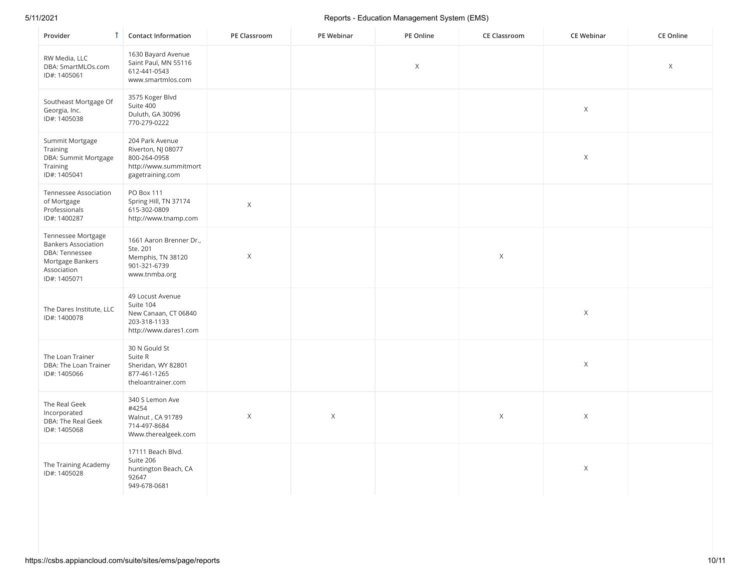| Provider | Contact Information | PE Classroom | PE Webinar | PE Online | CE Classroom | CE Webinar | CE Online |
|---|---|---|---|---|---|---|---|
| RW Media, LLC<br>DBA: SmartMLOs.com<br>ID#: 1405061 | 1630 Bayard Avenue<br>Saint Paul, MN 55116<br>612-441-0543<br>www.smartmlos.com | | | X | | | X |
| Southeast Mortgage Of Georgia, Inc.<br>ID#: 1405038 | 3575 Koger Blvd<br>Suite 400<br>Duluth, GA 30096<br>770-279-0222 | | | | | X | |
| Summit Mortgage Training<br>DBA: Summit Mortgage Training<br>ID#: 1405041 | 204 Park Avenue<br>Riverton, NJ 08077<br>800-264-0958<br>http://www.summitmortgagetraining.com | | | | | X | |
| Tennessee Association of Mortgage Professionals<br>ID#: 1400287 | PO Box 111<br>Spring Hill, TN 37174<br>615-302-0809<br>http://www.tnamp.com | X | | | | | |
| Tennessee Mortgage Bankers Association<br>DBA: Tennessee Mortgage Bankers Association<br>ID#: 1405071 | 1661 Aaron Brenner Dr., Ste. 201<br>Memphis, TN 38120<br>901-321-6739<br>www.tnmba.org | X | | | X | | |
| The Dares Institute, LLC<br>ID#: 1400078 | 49 Locust Avenue<br>Suite 104<br>New Canaan, CT 06840<br>203-318-1133<br>http://www.dares1.com | | | | | X | |
| The Loan Trainer<br>DBA: The Loan Trainer<br>ID#: 1405066 | 30 N Gould St<br>Suite R<br>Sheridan, WY 82801<br>877-461-1265<br>theloantrainer.com | | | | | X | |
| The Real Geek Incorporated<br>DBA: The Real Geek<br>ID#: 1405068 | 340 S Lemon Ave<br>#4254<br>Walnut , CA 91789<br>714-497-8684<br>Www.therealgeek.com | X | X | | X | X | |
| The Training Academy<br>ID#: 1405028 | 17111 Beach Blvd.<br>Suite 206<br>huntington Beach, CA 92647<br>949-678-0681 | | | | | X | |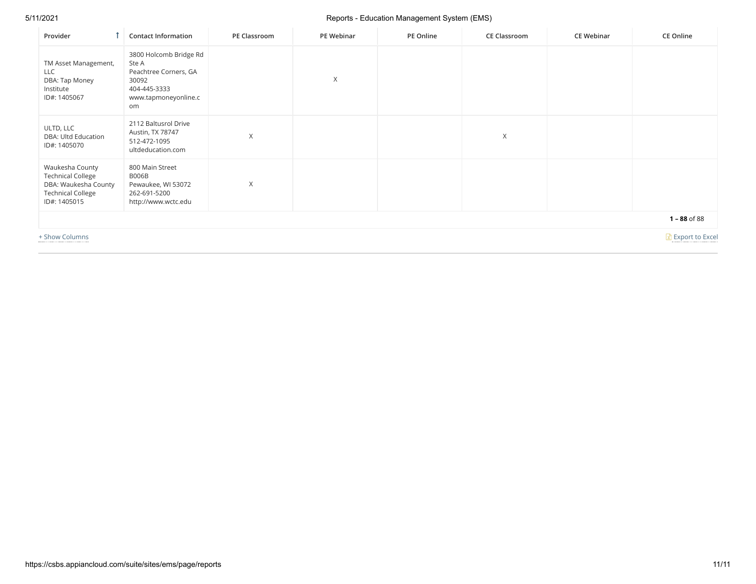| Provider | Contact Information | PE Classroom | PE Webinar | PE Online | CE Classroom | CE Webinar | CE Online |
|---|---|---|---|---|---|---|---|
| TM Asset Management, LLC<br>DBA: Tap Money Institute<br>ID#: 1405067 | 3800 Holcomb Bridge Rd Ste A<br>Peachtree Corners, GA 30092<br>404-445-3333<br>www.tapmoneyonline.com | | X | | | | |
| ULTD, LLC<br>DBA: Ultd Education<br>ID#: 1405070 | 2112 Baltusrol Drive<br>Austin, TX 78747<br>512-472-1095<br>ultdeducation.com | X | | | X | | |
| Waukesha County Technical College<br>DBA: Waukesha County Technical College<br>ID#: 1405015 | 800 Main Street<br>B006B<br>Pewaukee, WI 53072<br>262-691-5200<br>http://www.wctc.edu | X | | | | | |

**1 – 88** of 88

+ Show Columns

Export to Excel